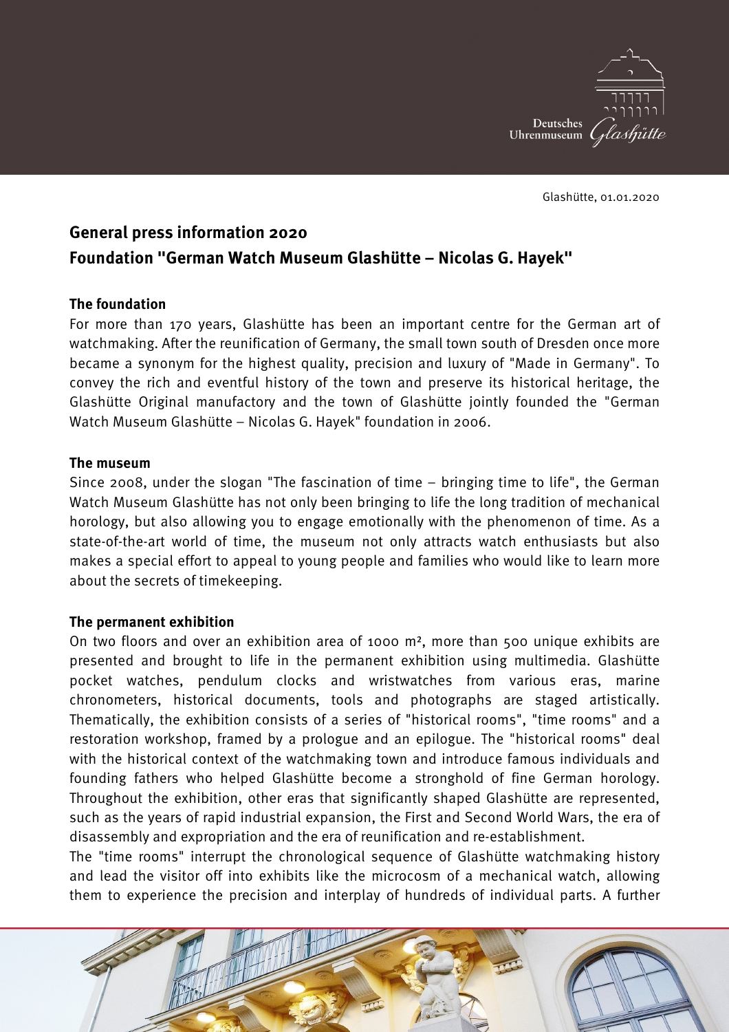Glashütte, 01.01.2020

# General press information 2020

# Foundation "German Watch Museum Glashütte – Nicolas G. Hayek"

## The foundation

For more than 170 years, Glashütte has been an important centre for the German art of watchmaking. After the reunification of Germany, the small town south of Dresden once more became a synonym for the highest quality, precision and luxury of "Made in Germany". To convey the rich and eventful history of the town and preserve its historical heritage, the Glashütte Original manufactory and the town of Glashütte jointly founded the "German Watch Museum Glashütte – Nicolas G. Hayek" foundation in 2006.

## The museum

Since 2008, under the slogan "The fascination of time – bringing time to life", the German Watch Museum Glashütte has not only been bringing to life the long tradition of mechanical horology, but also allowing you to engage emotionally with the phenomenon of time. As a state-of-the-art world of time, the museum not only attracts watch enthusiasts but also makes a special effort to appeal to young people and families who would like to learn more about the secrets of timekeeping.

## The permanent exhibition

On two floors and over an exhibition area of 1000 m², more than 500 unique exhibits are presented and brought to life in the permanent exhibition using multimedia. Glashütte pocket watches, pendulum clocks and wristwatches from various eras, marine chronometers, historical documents, tools and photographs are staged artistically. Thematically, the exhibition consists of a series of "historical rooms", "time rooms" and a restoration workshop, framed by a prologue and an epilogue. The "historical rooms" deal with the historical context of the watchmaking town and introduce famous individuals and founding fathers who helped Glashütte become a stronghold of fine German horology. Throughout the exhibition, other eras that significantly shaped Glashütte are represented, such as the years of rapid industrial expansion, the First and Second World Wars, the era of disassembly and expropriation and the era of reunification and re-establishment.

The "time rooms" interrupt the chronological sequence of Glashütte watchmaking history and lead the visitor off into exhibits like the microcosm of a mechanical watch, allowing them to experience the precision and interplay of hundreds of individual parts. A further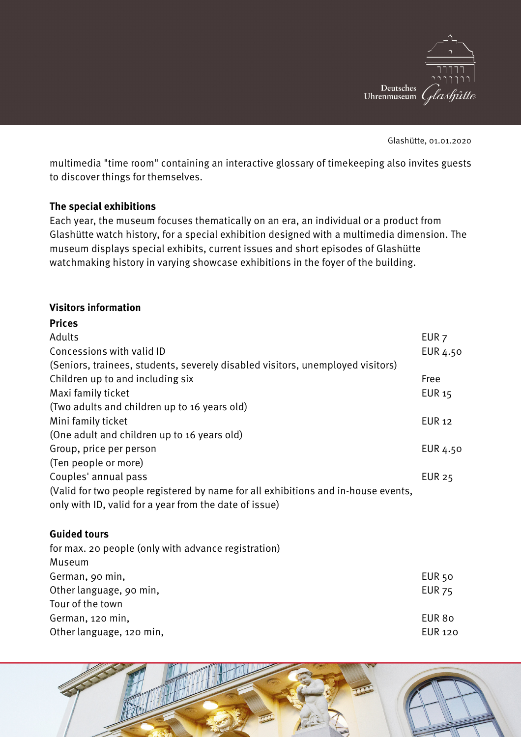Glashütte, 01.01.2020

multimedia "time room" containing an interactive glossary of timekeeping also invites guests to discover things for themselves.

**The special exhibitions**

Each year, the museum focuses thematically on an era, an individual or a product from Glashütte watch history, for a special exhibition designed with a multimedia dimension. The museum displays special exhibits, current issues and short episodes of Glashütte watchmaking history in varying showcase exhibitions in the foyer of the building.

## Visitors information

**Prices**

| | |
|---|---|
| Adults | EUR 7 |
| Concessions with valid ID<br>(Seniors, trainees, students, severely disabled visitors, unemployed visitors) | EUR 4.50 |
| Children up to and including six | Free |
| Maxi family ticket<br>(Two adults and children up to 16 years old) | EUR 15 |
| Mini family ticket<br>(One adult and children up to 16 years old) | EUR 12 |
| Group, price per person<br>(Ten people or more) | EUR 4.50 |
| Couples' annual pass<br>(Valid for two people registered by name for all exhibitions and in-house events, only with ID, valid for a year from the date of issue) | EUR 25 |

**Guided tours**

for max. 20 people (only with advance registration)

| | |
|---|---|
| **Museum** | |
| German, 90 min, | EUR 50 |
| Other language, 90 min, | EUR 75 |
| **Tour of the town** | |
| German, 120 min, | EUR 80 |
| Other language, 120 min, | EUR 120 |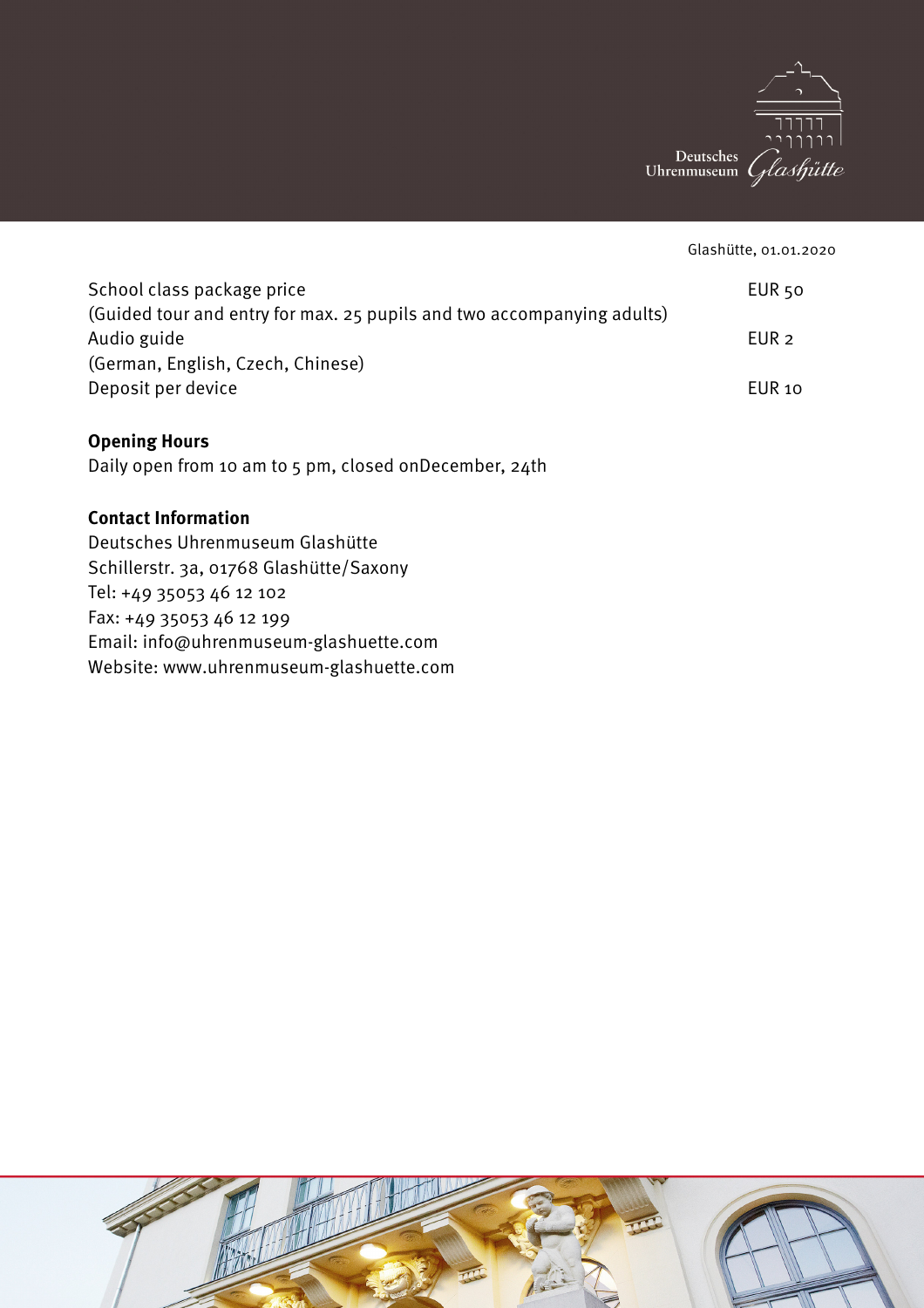Glashütte, 01.01.2020

| | |
|---|---|
| School class package price<br>(Guided tour and entry for max. 25 pupils and two accompanying adults) | EUR 50 |
| Audio guide<br>(German, English, Czech, Chinese) | EUR 2 |
| Deposit per device | EUR 10 |

**Opening Hours**

Daily open from 10 am to 5 pm, closed onDecember, 24th

**Contact Information**

Deutsches Uhrenmuseum Glashütte
Schillerstr. 3a, 01768 Glashütte/Saxony
Tel: +49 35053 46 12 102
Fax: +49 35053 46 12 199
Email: info@uhrenmuseum-glashuette.com
Website: www.uhrenmuseum-glashuette.com